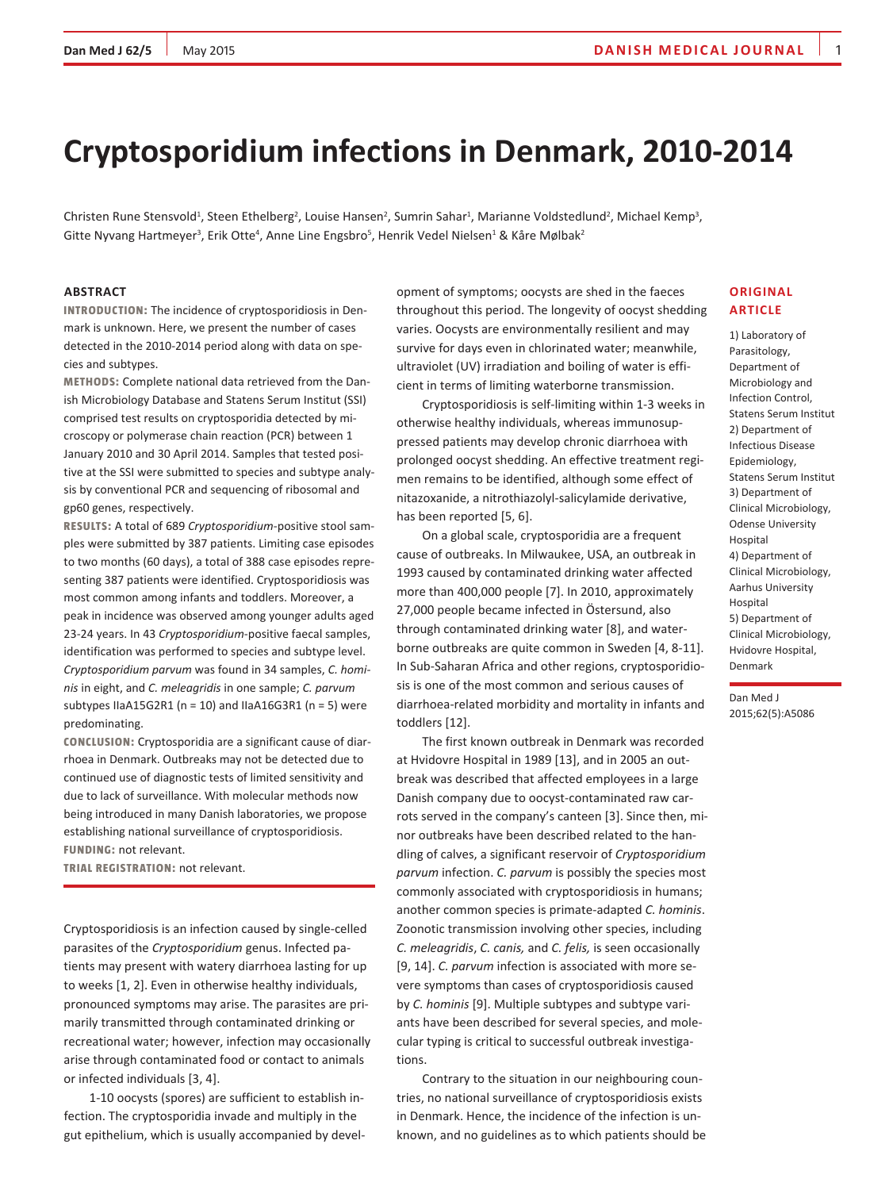# Cryptosporidium infections in Denmark, 2010-2014

Christen Rune Stensvold[1], Steen Ethelberg[2], Louise Hansen[2], Sumrin Sahar[1], Marianne Voldstedlund[2], Michael Kemp[3], Gitte Nyvang Hartmeyer[3], Erik Otte[4], Anne Line Engsbro[5], Henrik Vedel Nielsen[1] & Kåre Mølbak[2]

**ORIGINAL ARTICLE**

1) Laboratory of Parasitology, Department of Microbiology and Infection Control, Statens Serum Institut
2) Department of Infectious Disease Epidemiology, Statens Serum Institut
3) Department of Clinical Microbiology, Odense University Hospital
4) Department of Clinical Microbiology, Aarhus University Hospital
5) Department of Clinical Microbiology, Hvidovre Hospital, Denmark

Dan Med J 2015;62(5):A5086

## ABSTRACT

**INTRODUCTION:** The incidence of cryptosporidiosis in Denmark is unknown. Here, we present the number of cases detected in the 2010-2014 period along with data on species and subtypes.

**METHODS:** Complete national data retrieved from the Danish Microbiology Database and Statens Serum Institut (SSI) comprised test results on cryptosporidia detected by microscopy or polymerase chain reaction (PCR) between 1 January 2010 and 30 April 2014. Samples that tested positive at the SSI were submitted to species and subtype analysis by conventional PCR and sequencing of ribosomal and gp60 genes, respectively.

**RESULTS:** A total of 689 *Cryptosporidium*-positive stool samples were submitted by 387 patients. Limiting case episodes to two months (60 days), a total of 388 case episodes representing 387 patients were identified. Cryptosporidiosis was most common among infants and toddlers. Moreover, a peak in incidence was observed among younger adults aged 23-24 years. In 43 *Cryptosporidium*-positive faecal samples, identification was performed to species and subtype level. *Cryptosporidium parvum* was found in 34 samples, *C. hominis* in eight, and *C. meleagridis* in one sample; *C. parvum* subtypes IIaA15G2R1 (n = 10) and IIaA16G3R1 (n = 5) were predominating.

**CONCLUSION:** Cryptosporidia are a significant cause of diarrhoea in Denmark. Outbreaks may not be detected due to continued use of diagnostic tests of limited sensitivity and due to lack of surveillance. With molecular methods now being introduced in many Danish laboratories, we propose establishing national surveillance of cryptosporidiosis.

**FUNDING:** not relevant.

**TRIAL REGISTRATION:** not relevant.

Cryptosporidiosis is an infection caused by single-celled parasites of the *Cryptosporidium* genus. Infected patients may present with watery diarrhoea lasting for up to weeks [1, 2]. Even in otherwise healthy individuals, pronounced symptoms may arise. The parasites are primarily transmitted through contaminated drinking or recreational water; however, infection may occasionally arise through contaminated food or contact to animals or infected individuals [3, 4].

1-10 oocysts (spores) are sufficient to establish infection. The cryptosporidia invade and multiply in the gut epithelium, which is usually accompanied by development of symptoms; oocysts are shed in the faeces throughout this period. The longevity of oocyst shedding varies. Oocysts are environmentally resilient and may survive for days even in chlorinated water; meanwhile, ultraviolet (UV) irradiation and boiling of water is efficient in terms of limiting waterborne transmission.

Cryptosporidiosis is self-limiting within 1-3 weeks in otherwise healthy individuals, whereas immunosuppressed patients may develop chronic diarrhoea with prolonged oocyst shedding. An effective treatment regimen remains to be identified, although some effect of nitazoxanide, a nitrothiazolyl-salicylamide derivative, has been reported [5, 6].

On a global scale, cryptosporidia are a frequent cause of outbreaks. In Milwaukee, USA, an outbreak in 1993 caused by contaminated drinking water affected more than 400,000 people [7]. In 2010, approximately 27,000 people became infected in Östersund, also through contaminated drinking water [8], and waterborne outbreaks are quite common in Sweden [4, 8-11]. In Sub-Saharan Africa and other regions, cryptosporidiosis is one of the most common and serious causes of diarrhoea-related morbidity and mortality in infants and toddlers [12].

The first known outbreak in Denmark was recorded at Hvidovre Hospital in 1989 [13], and in 2005 an outbreak was described that affected employees in a large Danish company due to oocyst-contaminated raw carrots served in the company's canteen [3]. Since then, minor outbreaks have been described related to the handling of calves, a significant reservoir of *Cryptosporidium parvum* infection. *C. parvum* is possibly the species most commonly associated with cryptosporidiosis in humans; another common species is primate-adapted *C. hominis*. Zoonotic transmission involving other species, including *C. meleagridis*, *C. canis,* and *C. felis,* is seen occasionally [9, 14]. *C. parvum* infection is associated with more severe symptoms than cases of cryptosporidiosis caused by *C. hominis* [9]. Multiple subtypes and subtype variants have been described for several species, and molecular typing is critical to successful outbreak investigations.

Contrary to the situation in our neighbouring countries, no national surveillance of cryptosporidiosis exists in Denmark. Hence, the incidence of the infection is unknown, and no guidelines as to which patients should be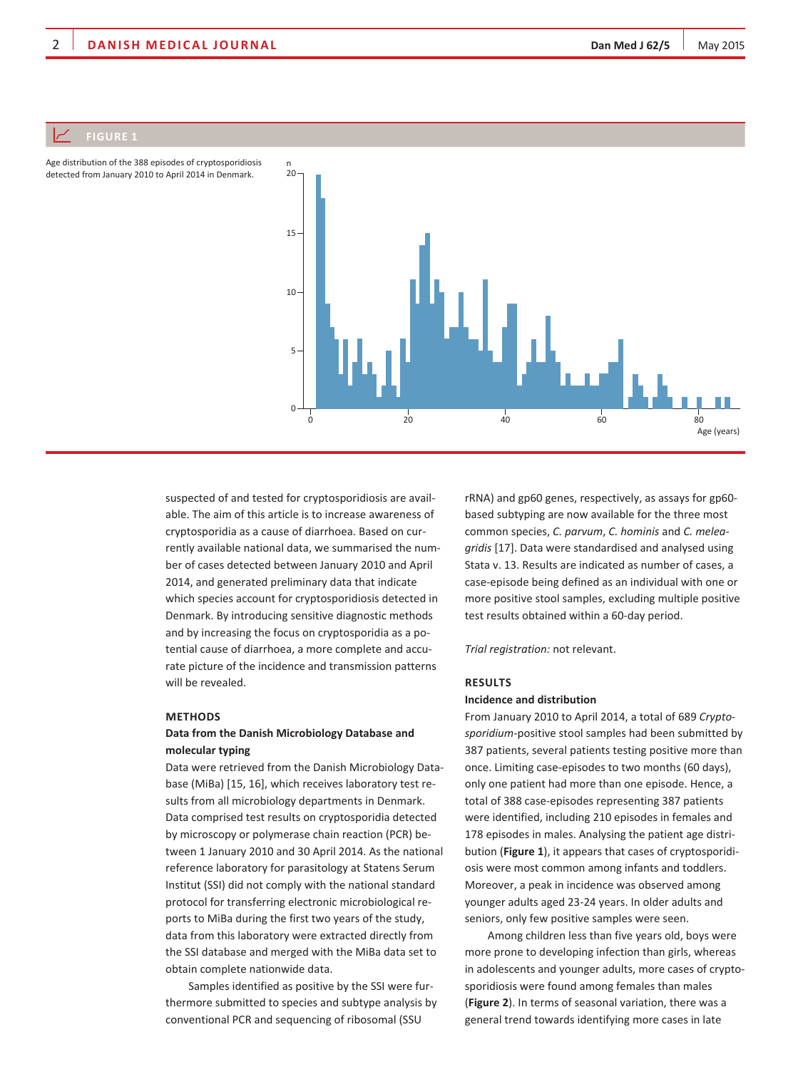**FIGURE 1**

Age distribution of the 388 episodes of cryptosporidiosis detected from January 2010 to April 2014 in Denmark.

suspected of and tested for cryptosporidiosis are available. The aim of this article is to increase awareness of cryptosporidia as a cause of diarrhoea. Based on currently available national data, we summarised the number of cases detected between January 2010 and April 2014, and generated preliminary data that indicate which species account for cryptosporidiosis detected in Denmark. By introducing sensitive diagnostic methods and by increasing the focus on cryptosporidia as a potential cause of diarrhoea, a more complete and accurate picture of the incidence and transmission patterns will be revealed.

## METHODS

### Data from the Danish Microbiology Database and molecular typing

Data were retrieved from the Danish Microbiology Database (MiBa) [15, 16], which receives laboratory test results from all microbiology departments in Denmark. Data comprised test results on cryptosporidia detected by microscopy or polymerase chain reaction (PCR) between 1 January 2010 and 30 April 2014. As the national reference laboratory for parasitology at Statens Serum Institut (SSI) did not comply with the national standard protocol for transferring electronic microbiological reports to MiBa during the first two years of the study, data from this laboratory were extracted directly from the SSI database and merged with the MiBa data set to obtain complete nationwide data.

Samples identified as positive by the SSI were furthermore submitted to species and subtype analysis by conventional PCR and sequencing of ribosomal (SSU rRNA) and gp60 genes, respectively, as assays for gp60-based subtyping are now available for the three most common species, *C. parvum*, *C. hominis* and *C. meleagridis* [17]. Data were standardised and analysed using Stata v. 13. Results are indicated as number of cases, a case-episode being defined as an individual with one or more positive stool samples, excluding multiple positive test results obtained within a 60-day period.

*Trial registration:* not relevant.

## RESULTS

### Incidence and distribution

From January 2010 to April 2014, a total of 689 *Cryptosporidium*-positive stool samples had been submitted by 387 patients, several patients testing positive more than once. Limiting case-episodes to two months (60 days), only one patient had more than one episode. Hence, a total of 388 case-episodes representing 387 patients were identified, including 210 episodes in females and 178 episodes in males. Analysing the patient age distribution (**Figure 1**), it appears that cases of cryptosporidiosis were most common among infants and toddlers. Moreover, a peak in incidence was observed among younger adults aged 23-24 years. In older adults and seniors, only few positive samples were seen.

Among children less than five years old, boys were more prone to developing infection than girls, whereas in adolescents and younger adults, more cases of cryptosporidiosis were found among females than males (**Figure 2**). In terms of seasonal variation, there was a general trend towards identifying more cases in late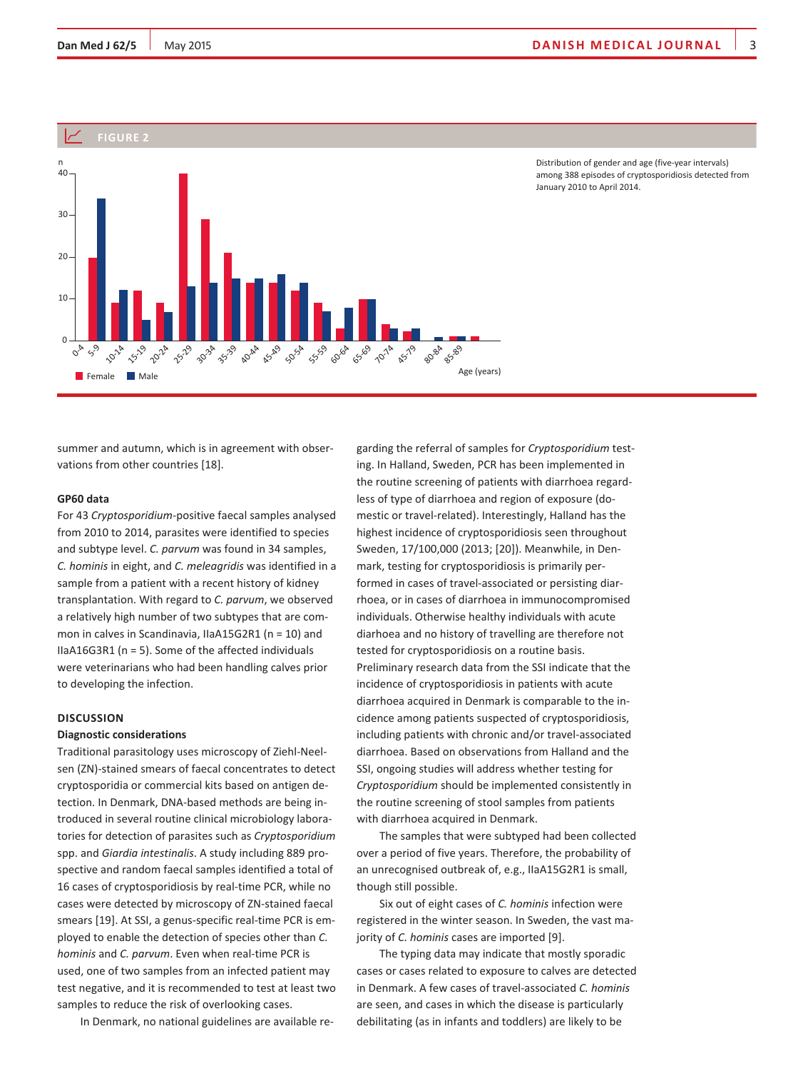## FIGURE 2

Distribution of gender and age (five-year intervals) among 388 episodes of cryptosporidiosis detected from January 2010 to April 2014.

summer and autumn, which is in agreement with observations from other countries [18].

### GP60 data

For 43 *Cryptosporidium*-positive faecal samples analysed from 2010 to 2014, parasites were identified to species and subtype level. *C. parvum* was found in 34 samples, *C. hominis* in eight, and *C. meleagridis* was identified in a sample from a patient with a recent history of kidney transplantation. With regard to *C. parvum*, we observed a relatively high number of two subtypes that are common in calves in Scandinavia, IIaA15G2R1 (n = 10) and IIaA16G3R1 (n = 5). Some of the affected individuals were veterinarians who had been handling calves prior to developing the infection.

## DISCUSSION

### Diagnostic considerations

Traditional parasitology uses microscopy of Ziehl-Neelsen (ZN)-stained smears of faecal concentrates to detect cryptosporidia or commercial kits based on antigen detection. In Denmark, DNA-based methods are being introduced in several routine clinical microbiology laboratories for detection of parasites such as *Cryptosporidium* spp. and *Giardia intestinalis*. A study including 889 prospective and random faecal samples identified a total of 16 cases of cryptosporidiosis by real-time PCR, while no cases were detected by microscopy of ZN-stained faecal smears [19]. At SSI, a genus-specific real-time PCR is employed to enable the detection of species other than *C. hominis* and *C. parvum*. Even when real-time PCR is used, one of two samples from an infected patient may test negative, and it is recommended to test at least two samples to reduce the risk of overlooking cases.

In Denmark, no national guidelines are available regarding the referral of samples for *Cryptosporidium* testing. In Halland, Sweden, PCR has been implemented in the routine screening of patients with diarrhoea regardless of type of diarrhoea and region of exposure (domestic or travel-related). Interestingly, Halland has the highest incidence of cryptosporidiosis seen throughout Sweden, 17/100,000 (2013; [20]). Meanwhile, in Denmark, testing for cryptosporidiosis is primarily performed in cases of travel-associated or persisting diarrhoea, or in cases of diarrhoea in immunocompromised individuals. Otherwise healthy individuals with acute diarhoea and no history of travelling are therefore not tested for cryptosporidiosis on a routine basis. Preliminary research data from the SSI indicate that the incidence of cryptosporidiosis in patients with acute diarrhoea acquired in Denmark is comparable to the incidence among patients suspected of cryptosporidiosis, including patients with chronic and/or travel-associated diarrhoea. Based on observations from Halland and the SSI, ongoing studies will address whether testing for *Cryptosporidium* should be implemented consistently in the routine screening of stool samples from patients with diarrhoea acquired in Denmark.

The samples that were subtyped had been collected over a period of five years. Therefore, the probability of an unrecognised outbreak of, e.g., IIaA15G2R1 is small, though still possible.

Six out of eight cases of *C. hominis* infection were registered in the winter season. In Sweden, the vast majority of *C. hominis* cases are imported [9].

The typing data may indicate that mostly sporadic cases or cases related to exposure to calves are detected in Denmark. A few cases of travel-associated *C. hominis* are seen, and cases in which the disease is particularly debilitating (as in infants and toddlers) are likely to be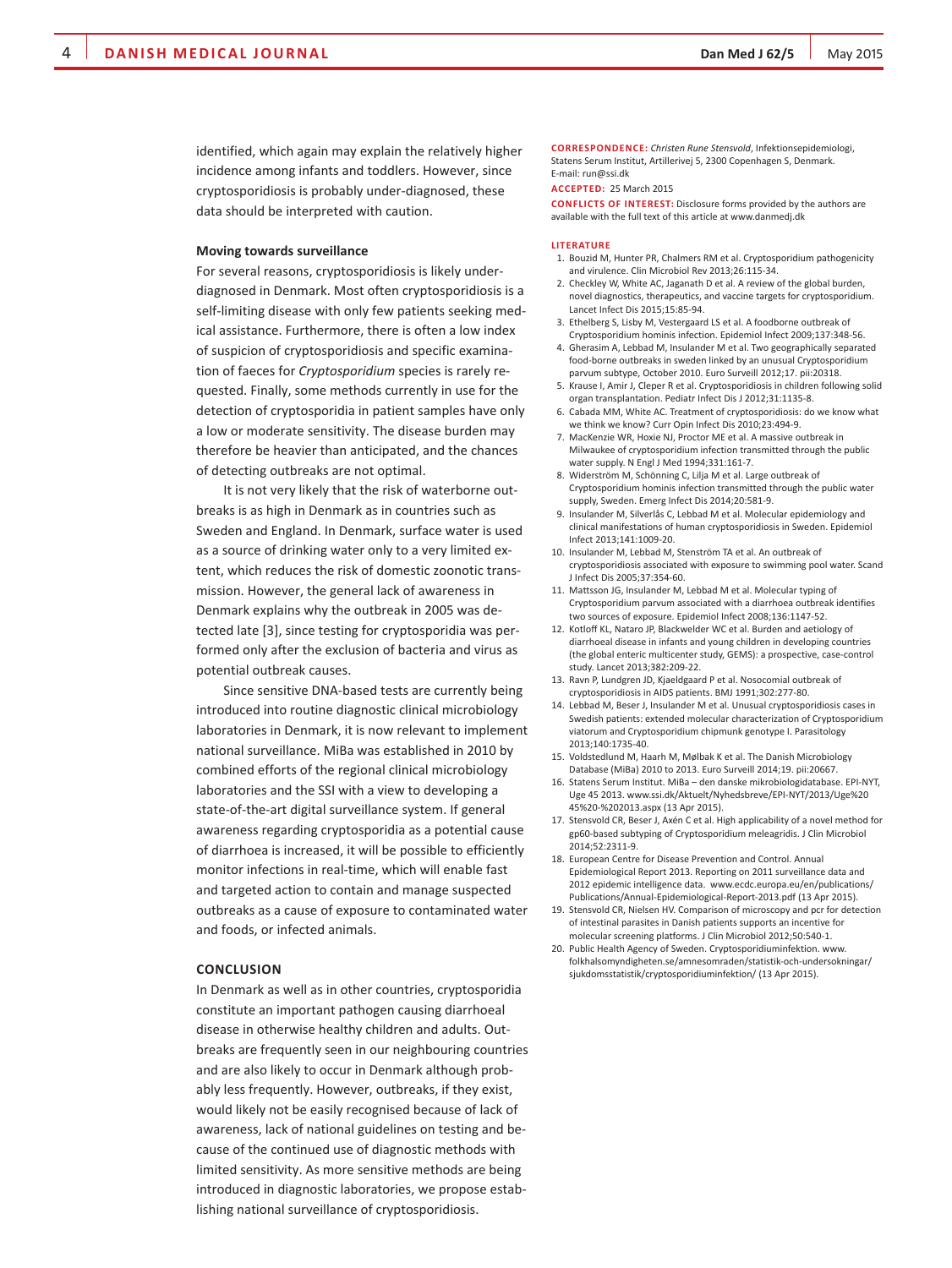identified, which again may explain the relatively higher incidence among infants and toddlers. However, since cryptosporidiosis is probably under-diagnosed, these data should be interpreted with caution.

**Moving towards surveillance**

For several reasons, cryptosporidiosis is likely under-diagnosed in Denmark. Most often cryptosporidiosis is a self-limiting disease with only few patients seeking medical assistance. Furthermore, there is often a low index of suspicion of cryptosporidiosis and specific examination of faeces for *Cryptosporidium* species is rarely requested. Finally, some methods currently in use for the detection of cryptosporidia in patient samples have only a low or moderate sensitivity. The disease burden may therefore be heavier than anticipated, and the chances of detecting outbreaks are not optimal.

It is not very likely that the risk of waterborne outbreaks is as high in Denmark as in countries such as Sweden and England. In Denmark, surface water is used as a source of drinking water only to a very limited extent, which reduces the risk of domestic zoonotic transmission. However, the general lack of awareness in Denmark explains why the outbreak in 2005 was detected late [3], since testing for cryptosporidia was performed only after the exclusion of bacteria and virus as potential outbreak causes.

Since sensitive DNA-based tests are currently being introduced into routine diagnostic clinical microbiology laboratories in Denmark, it is now relevant to implement national surveillance. MiBa was established in 2010 by combined efforts of the regional clinical microbiology laboratories and the SSI with a view to developing a state-of-the-art digital surveillance system. If general awareness regarding cryptosporidia as a potential cause of diarrhoea is increased, it will be possible to efficiently monitor infections in real-time, which will enable fast and targeted action to contain and manage suspected outbreaks as a cause of exposure to contaminated water and foods, or infected animals.

## CONCLUSION

In Denmark as well as in other countries, cryptosporidia constitute an important pathogen causing diarrhoeal disease in otherwise healthy children and adults. Outbreaks are frequently seen in our neighbouring countries and are also likely to occur in Denmark although probably less frequently. However, outbreaks, if they exist, would likely not be easily recognised because of lack of awareness, lack of national guidelines on testing and because of the continued use of diagnostic methods with limited sensitivity. As more sensitive methods are being introduced in diagnostic laboratories, we propose establishing national surveillance of cryptosporidiosis.

**CORRESPONDENCE:** *Christen Rune Stensvold*, Infektionsepidemiologi, Statens Serum Institut, Artillerivej 5, 2300 Copenhagen S, Denmark. E-mail: run@ssi.dk

**ACCEPTED:** 25 March 2015

**CONFLICTS OF INTEREST:** Disclosure forms provided by the authors are available with the full text of this article at www.danmedj.dk

**LITERATURE**

1. Bouzid M, Hunter PR, Chalmers RM et al. Cryptosporidium pathogenicity and virulence. Clin Microbiol Rev 2013;26:115-34.
2. Checkley W, White AC, Jaganath D et al. A review of the global burden, novel diagnostics, therapeutics, and vaccine targets for cryptosporidium. Lancet Infect Dis 2015;15:85-94.
3. Ethelberg S, Lisby M, Vestergaard LS et al. A foodborne outbreak of Cryptosporidium hominis infection. Epidemiol Infect 2009;137:348-56.
4. Gherasim A, Lebbad M, Insulander M et al. Two geographically separated food-borne outbreaks in sweden linked by an unusual Cryptosporidium parvum subtype, October 2010. Euro Surveill 2012;17. pii:20318.
5. Krause I, Amir J, Cleper R et al. Cryptosporidiosis in children following solid organ transplantation. Pediatr Infect Dis J 2012;31:1135-8.
6. Cabada MM, White AC. Treatment of cryptosporidiosis: do we know what we think we know? Curr Opin Infect Dis 2010;23:494-9.
7. MacKenzie WR, Hoxie NJ, Proctor ME et al. A massive outbreak in Milwaukee of cryptosporidium infection transmitted through the public water supply. N Engl J Med 1994;331:161-7.
8. Widerström M, Schönning C, Lilja M et al. Large outbreak of Cryptosporidium hominis infection transmitted through the public water supply, Sweden. Emerg Infect Dis 2014;20:581-9.
9. Insulander M, Silverlås C, Lebbad M et al. Molecular epidemiology and clinical manifestations of human cryptosporidiosis in Sweden. Epidemiol Infect 2013;141:1009-20.
10. Insulander M, Lebbad M, Stenström TA et al. An outbreak of cryptosporidiosis associated with exposure to swimming pool water. Scand J Infect Dis 2005;37:354-60.
11. Mattsson JG, Insulander M, Lebbad M et al. Molecular typing of Cryptosporidium parvum associated with a diarrhoea outbreak identifies two sources of exposure. Epidemiol Infect 2008;136:1147-52.
12. Kotloff KL, Nataro JP, Blackwelder WC et al. Burden and aetiology of diarrhoeal disease in infants and young children in developing countries (the global enteric multicenter study, GEMS): a prospective, case-control study. Lancet 2013;382:209-22.
13. Ravn P, Lundgren JD, Kjaeldgaard P et al. Nosocomial outbreak of cryptosporidiosis in AIDS patients. BMJ 1991;302:277-80.
14. Lebbad M, Beser J, Insulander M et al. Unusual cryptosporidiosis cases in Swedish patients: extended molecular characterization of Cryptosporidium viatorum and Cryptosporidium chipmunk genotype I. Parasitology 2013;140:1735-40.
15. Voldstedlund M, Haarh M, Mølbak K et al. The Danish Microbiology Database (MiBa) 2010 to 2013. Euro Surveill 2014;19. pii:20667.
16. Statens Serum Institut. MiBa – den danske mikrobiologidatabase. EPI-NYT, Uge 45 2013. www.ssi.dk/Aktuelt/Nyhedsbreve/EPI-NYT/2013/Uge%20 45%20-%202013.aspx (13 Apr 2015).
17. Stensvold CR, Beser J, Axén C et al. High applicability of a novel method for gp60-based subtyping of Cryptosporidium meleagridis. J Clin Microbiol 2014;52:2311-9.
18. European Centre for Disease Prevention and Control. Annual Epidemiological Report 2013. Reporting on 2011 surveillance data and 2012 epidemic intelligence data. www.ecdc.europa.eu/en/publications/ Publications/Annual-Epidemiological-Report-2013.pdf (13 Apr 2015).
19. Stensvold CR, Nielsen HV. Comparison of microscopy and pcr for detection of intestinal parasites in Danish patients supports an incentive for molecular screening platforms. J Clin Microbiol 2012;50:540-1.
20. Public Health Agency of Sweden. Cryptosporidiuminfektion. www. folkhalsomyndigheten.se/amnesomraden/statistik-och-undersokningar/ sjukdomsstatistik/cryptosporidiuminfektion/ (13 Apr 2015).